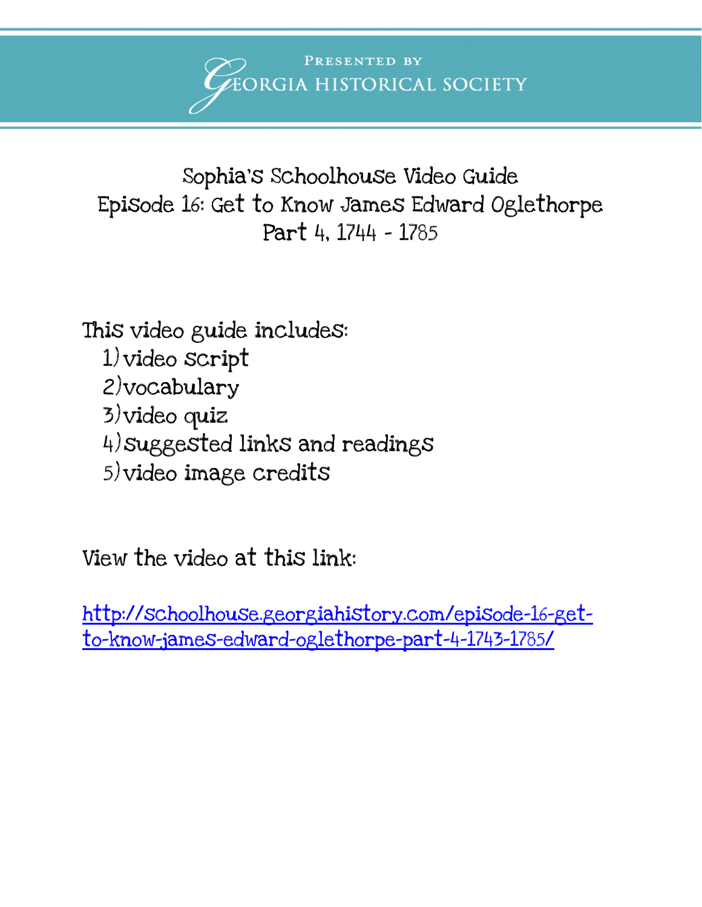Presented by

Georgia Historical Society

# Sophia's Schoolhouse Video Guide
# Episode 16: Get to Know James Edward Oglethorpe
# Part 4, 1744 - 1785

This video guide includes:

1) video script
2) vocabulary
3) video quiz
4) suggested links and readings
5) video image credits

View the video at this link:

[http://schoolhouse.georgiahistory.com/episode-16-get-to-know-james-edward-oglethorpe-part-4-1743-1785/](http://schoolhouse.georgiahistory.com/episode-16-get-to-know-james-edward-oglethorpe-part-4-1743-1785/)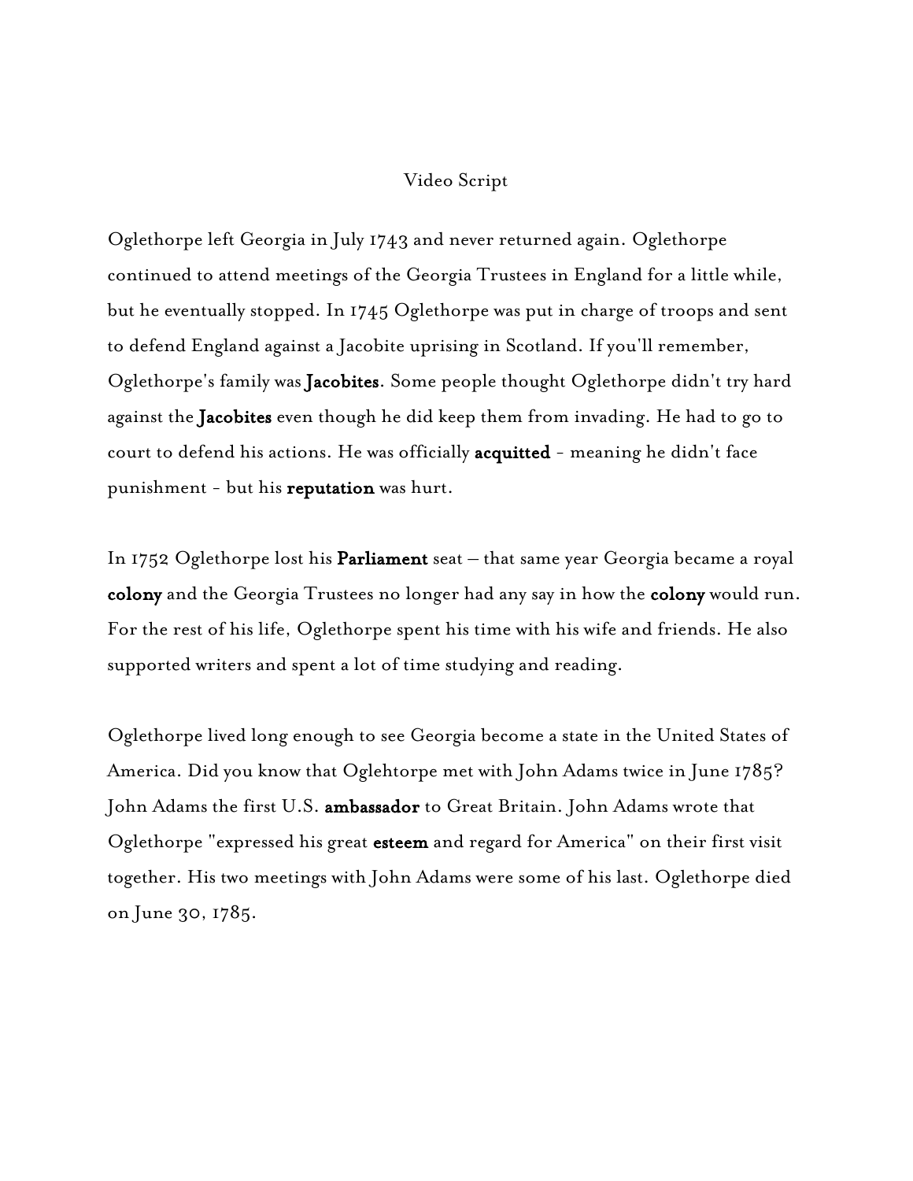Video Script

Oglethorpe left Georgia in July 1743 and never returned again. Oglethorpe continued to attend meetings of the Georgia Trustees in England for a little while, but he eventually stopped. In 1745 Oglethorpe was put in charge of troops and sent to defend England against a Jacobite uprising in Scotland. If you'll remember, Oglethorpe's family was **Jacobites**. Some people thought Oglethorpe didn't try hard against the **Jacobites** even though he did keep them from invading. He had to go to court to defend his actions. He was officially **acquitted** - meaning he didn't face punishment - but his **reputation** was hurt.

In 1752 Oglethorpe lost his **Parliament** seat – that same year Georgia became a royal **colony** and the Georgia Trustees no longer had any say in how the **colony** would run. For the rest of his life, Oglethorpe spent his time with his wife and friends. He also supported writers and spent a lot of time studying and reading.

Oglethorpe lived long enough to see Georgia become a state in the United States of America. Did you know that Oglehtorpe met with John Adams twice in June 1785? John Adams the first U.S. **ambassador** to Great Britain. John Adams wrote that Oglethorpe "expressed his great **esteem** and regard for America" on their first visit together. His two meetings with John Adams were some of his last. Oglethorpe died on June 30, 1785.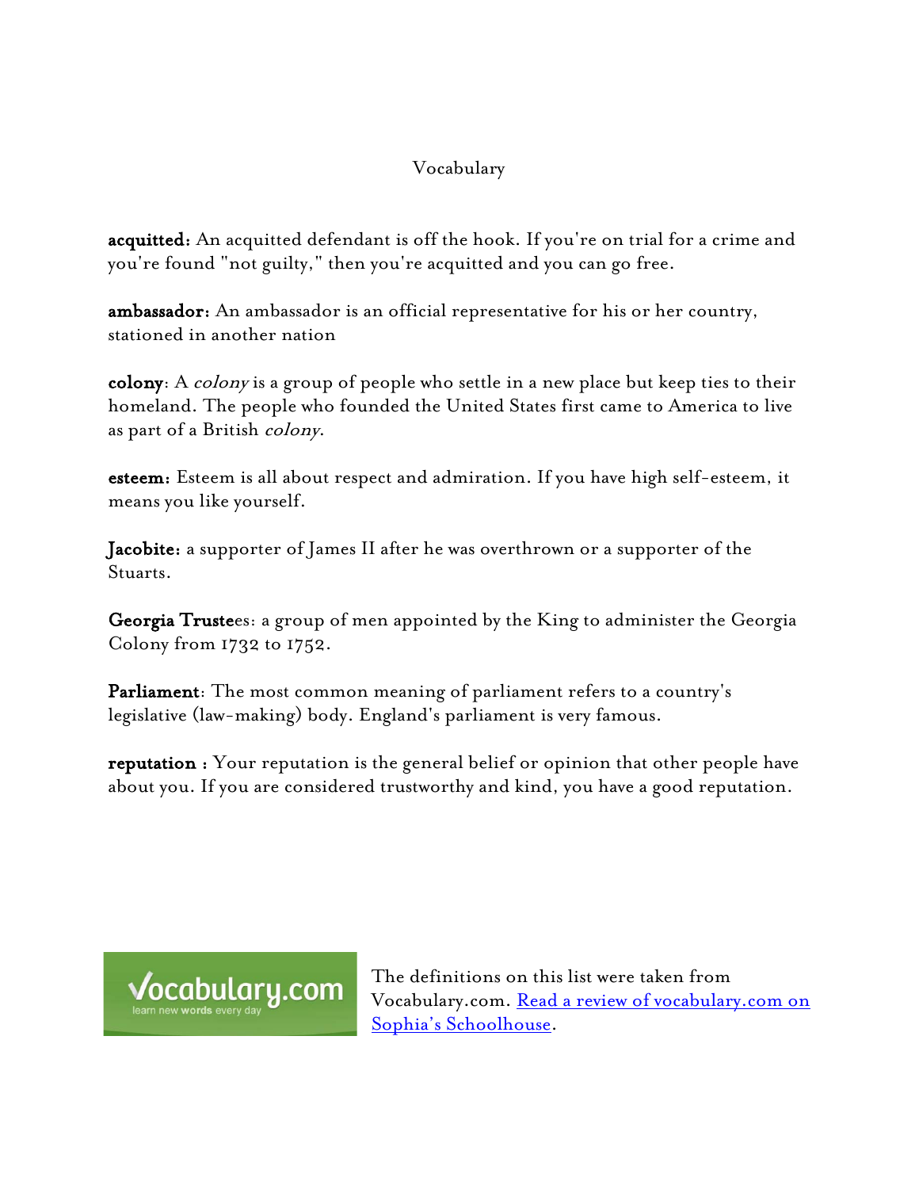# Vocabulary

**acquitted:** An acquitted defendant is off the hook. If you're on trial for a crime and you're found "not guilty," then you're acquitted and you can go free.

**ambassador:** An ambassador is an official representative for his or her country, stationed in another nation

**colony**: A *colony* is a group of people who settle in a new place but keep ties to their homeland. The people who founded the United States first came to America to live as part of a British *colony*.

**esteem:** Esteem is all about respect and admiration. If you have high self-esteem, it means you like yourself.

**Jacobite:** a supporter of James II after he was overthrown or a supporter of the Stuarts.

**Georgia Trustees**: a group of men appointed by the King to administer the Georgia Colony from 1732 to 1752.

**Parliament**: The most common meaning of parliament refers to a country's legislative (law-making) body. England's parliament is very famous.

**reputation :** Your reputation is the general belief or opinion that other people have about you. If you are considered trustworthy and kind, you have a good reputation.

Vocabulary.com learn new words every day

The definitions on this list were taken from Vocabulary.com. [Read a review of vocabulary.com on Sophia's Schoolhouse](#).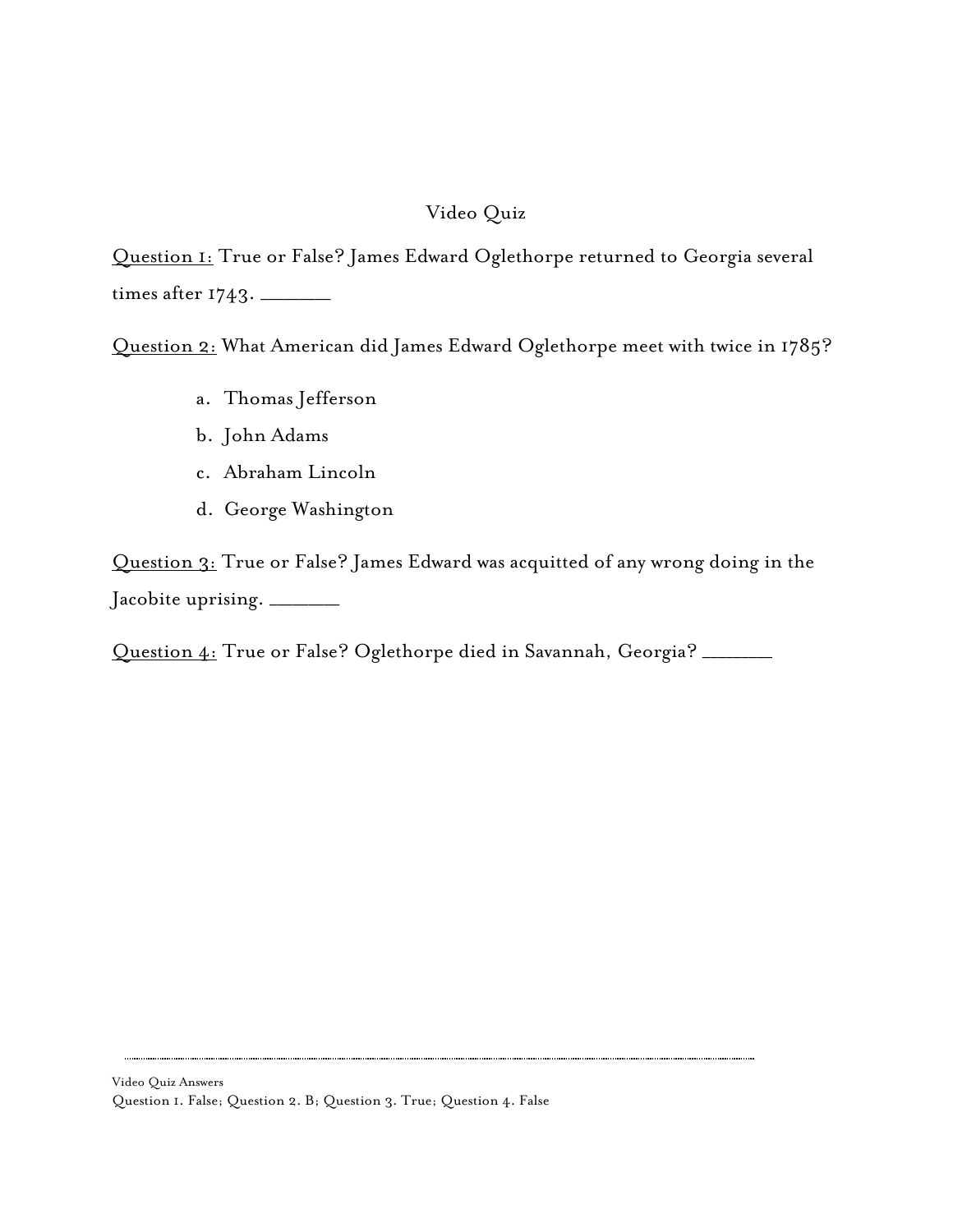# Video Quiz

<u>Question 1:</u> True or False? James Edward Oglethorpe returned to Georgia several times after 1743. _______

<u>Question 2:</u> What American did James Edward Oglethorpe meet with twice in 1785?

a. Thomas Jefferson
b. John Adams
c. Abraham Lincoln
d. George Washington

<u>Question 3:</u> True or False? James Edward was acquitted of any wrong doing in the Jacobite uprising. _______

<u>Question 4:</u> True or False? Oglethorpe died in Savannah, Georgia? _______

---

Video Quiz Answers
Question 1. False; Question 2. B; Question 3. True; Question 4. False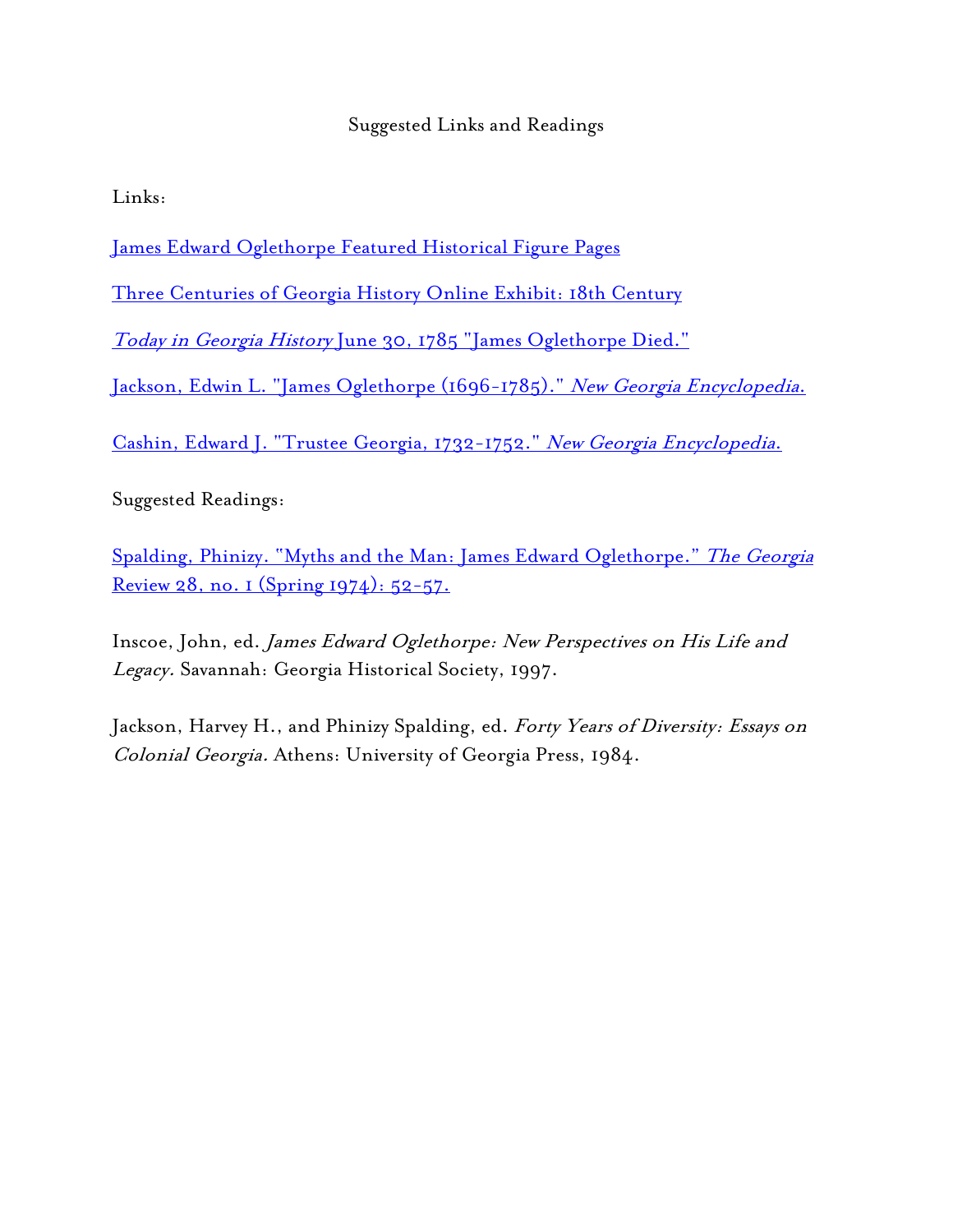## Suggested Links and Readings

Links:

James Edward Oglethorpe Featured Historical Figure Pages

Three Centuries of Georgia History Online Exhibit: 18th Century

*Today in Georgia History* June 30, 1785 "James Oglethorpe Died."

Jackson, Edwin L. "James Oglethorpe (1696-1785)." *New Georgia Encyclopedia.*

Cashin, Edward J. "Trustee Georgia, 1732-1752." *New Georgia Encyclopedia.*

Suggested Readings:

Spalding, Phinizy. "Myths and the Man: James Edward Oglethorpe." *The Georgia* Review 28, no. 1 (Spring 1974): 52-57.

Inscoe, John, ed. *James Edward Oglethorpe: New Perspectives on His Life and Legacy.* Savannah: Georgia Historical Society, 1997.

Jackson, Harvey H., and Phinizy Spalding, ed. *Forty Years of Diversity: Essays on Colonial Georgia.* Athens: University of Georgia Press, 1984.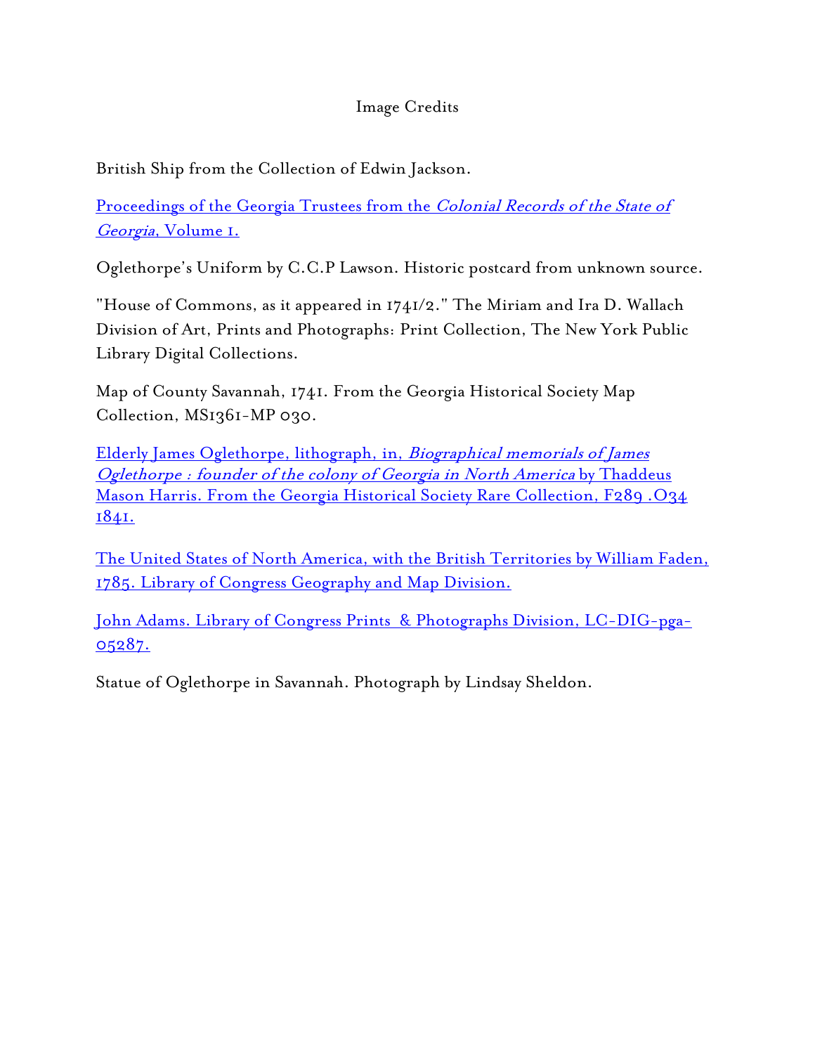# Image Credits

British Ship from the Collection of Edwin Jackson.

Proceedings of the Georgia Trustees from the *Colonial Records of the State of Georgia*, Volume 1.

Oglethorpe's Uniform by C.C.P Lawson. Historic postcard from unknown source.

"House of Commons, as it appeared in 1741/2." The Miriam and Ira D. Wallach Division of Art, Prints and Photographs: Print Collection, The New York Public Library Digital Collections.

Map of County Savannah, 1741. From the Georgia Historical Society Map Collection, MS1361-MP 030.

Elderly James Oglethorpe, lithograph, in, *Biographical memorials of James Oglethorpe : founder of the colony of Georgia in North America* by Thaddeus Mason Harris. From the Georgia Historical Society Rare Collection, F289 .O34 1841.

The United States of North America, with the British Territories by William Faden, 1785. Library of Congress Geography and Map Division.

John Adams. Library of Congress Prints & Photographs Division, LC-DIG-pga-05287.

Statue of Oglethorpe in Savannah. Photograph by Lindsay Sheldon.